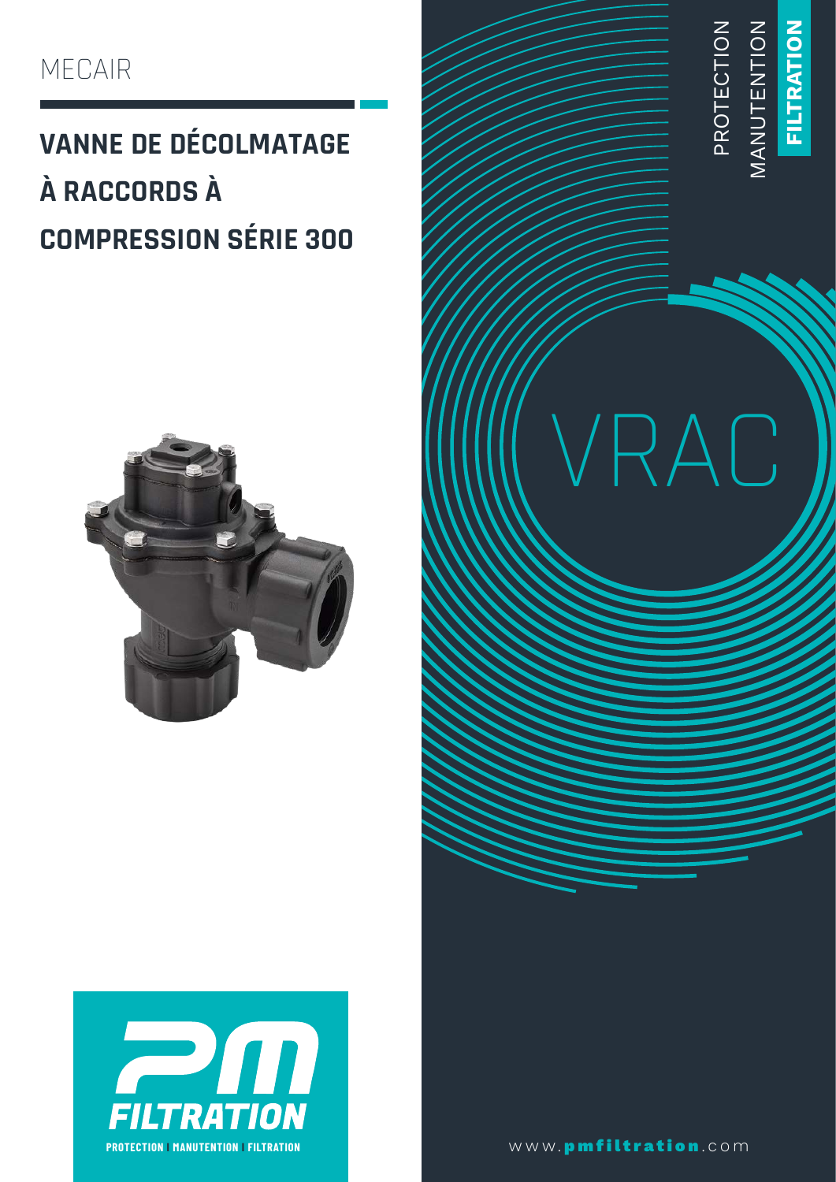MECAIR

# VANNE DE DÉCOLMATAGE À RACCORDS À COMPRESSION SÉRIE 300

PROTECTION
MANUTENTION
**FILTRATION**

VRAC

PM FILTRATION
PROTECTION | MANUTENTION | FILTRATION

www.**pmfiltration**.com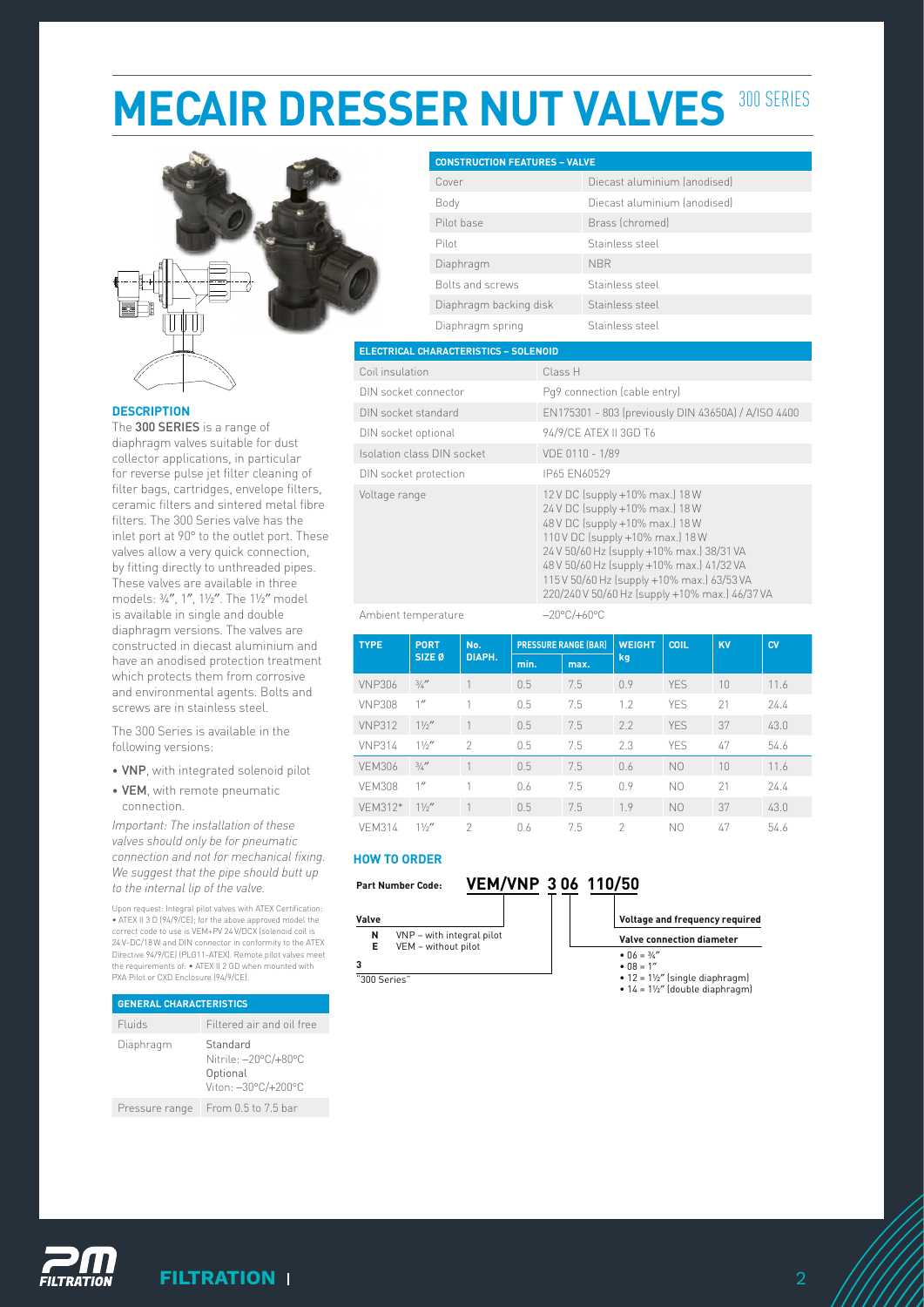# MECAIR DRESSER NUT VALVES 300 SERIES

## DESCRIPTION

The **300 SERIES** is a range of diaphragm valves suitable for dust collector applications, in particular for reverse pulse jet filter cleaning of filter bags, cartridges, envelope filters, ceramic filters and sintered metal fibre filters. The 300 Series valve has the inlet port at 90° to the outlet port. These valves allow a very quick connection, by fitting directly to unthreaded pipes. These valves are available in three models: ¾″, 1″, 1½″. The 1½″ model is available in single and double diaphragm versions. The valves are constructed in diecast aluminium and have an anodised protection treatment which protects them from corrosive and environmental agents. Bolts and screws are in stainless steel.

The 300 Series is available in the following versions:

- **VNP**, with integrated solenoid pilot
- **VEM**, with remote pneumatic connection.

*Important: The installation of these valves should only be for pneumatic connection and not for mechanical fixing. We suggest that the pipe should butt up to the internal lip of the valve.*

Upon request: Integral pilot valves with ATEX Certification: • ATEX II 3 D (94/9/CE); for the above approved model the correct code to use is VEM+PV 24 V/DCX (solenoid coil is 24 V-DC/18 W and DIN connector in conformity to the ATEX Directive 94/9/CE) (PLG11-ATEX). Remote pilot valves meet the requirements of: • ATEX II 2 GD when mounted with PXA Pilot or CXD Enclosure (94/9/CE).

| GENERAL CHARACTERISTICS | |
|---|---|
| Fluids | Filtered air and oil free |
| Diaphragm | Standard<br>Nitrile: −20°C/+80°C<br>Optional<br>Viton: −30°C/+200°C |
| Pressure range | From 0.5 to 7.5 bar |

| CONSTRUCTION FEATURES – VALVE | |
|---|---|
| Cover | Diecast aluminium (anodised) |
| Body | Diecast aluminium (anodised) |
| Pilot base | Brass (chromed) |
| Pilot | Stainless steel |
| Diaphragm | NBR |
| Bolts and screws | Stainless steel |
| Diaphragm backing disk | Stainless steel |
| Diaphragm spring | Stainless steel |

| ELECTRICAL CHARACTERISTICS – SOLENOID | |
|---|---|
| Coil insulation | Class H |
| DIN socket connector | Pg9 connection (cable entry) |
| DIN socket standard | EN175301 - 803 (previously DIN 43650A) / A/ISO 4400 |
| DIN socket optional | 94/9/CE ATEX II 3GD T6 |
| Isolation class DIN socket | VDE 0110 - 1/89 |
| DIN socket protection | IP65 EN60529 |
| Voltage range | 12 V DC (supply +10% max.) 18 W<br>24 V DC (supply +10% max.) 18 W<br>48 V DC (supply +10% max.) 18 W<br>110 V DC (supply +10% max.) 18 W<br>24 V 50/60 Hz (supply +10% max.) 38/31 VA<br>48 V 50/60 Hz (supply +10% max.) 41/32 VA<br>115 V 50/60 Hz (supply +10% max.) 63/53 VA<br>220/240 V 50/60 Hz (supply +10% max.) 46/37 VA |
| Ambient temperature | −20°C/+60°C |

| TYPE | PORT SIZE Ø | No. DIAPH. | PRESSURE RANGE (BAR) | | WEIGHT kg | COIL | KV | CV |
|---|---|---|---|---|---|---|---|---|
| | | | min. | max. | | | | |
| VNP306 | ¾″ | 1 | 0.5 | 7.5 | 0.9 | YES | 10 | 11.6 |
| VNP308 | 1″ | 1 | 0.5 | 7.5 | 1.2 | YES | 21 | 24.4 |
| VNP312 | 1½″ | 1 | 0.5 | 7.5 | 2.2 | YES | 37 | 43.0 |
| VNP314 | 1½″ | 2 | 0.5 | 7.5 | 2.3 | YES | 47 | 54.6 |
| VEM306 | ¾″ | 1 | 0.5 | 7.5 | 0.6 | NO | 10 | 11.6 |
| VEM308 | 1″ | 1 | 0.6 | 7.5 | 0.9 | NO | 21 | 24.4 |
| VEM312* | 1½″ | 1 | 0.5 | 7.5 | 1.9 | NO | 37 | 43.0 |
| VEM314 | 1½″ | 2 | 0.6 | 7.5 | 2 | NO | 47 | 54.6 |

## HOW TO ORDER

**Part Number Code:** **VEM/VNP 3 06 110/50**

**Valve**
- **N** VNP – with integral pilot
- **E** VEM – without pilot

**3**
"300 Series"

**Valve connection diameter**
- 06 = ¾″
- 08 = 1″
- 12 = 1½″ (single diaphragm)
- 14 = 1½″ (double diaphragm)

**Voltage and frequency required**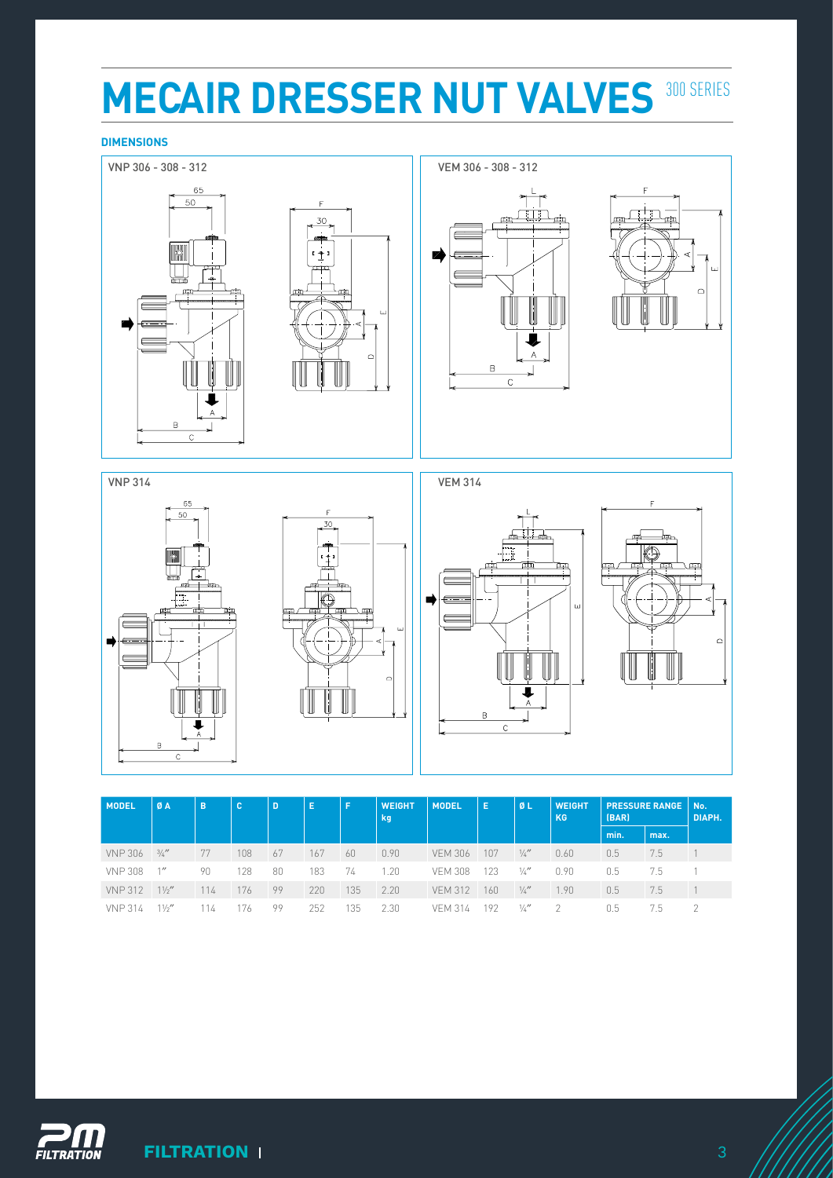# MECAIR DRESSER NUT VALVES 300 SERIES

**DIMENSIONS**

VNP 306 - 308 - 312

VEM 306 - 308 - 312

VNP 314

VEM 314

| MODEL | Ø A | B | C | D | E | F | WEIGHT kg | MODEL | E | Ø L | WEIGHT KG | PRESSURE RANGE (BAR) | | No. DIAPH. |
|---|---|---|---|---|---|---|---|---|---|---|---|---|---|---|
| | | | | | | | | | | | | min. | max. | |
| VNP 306 | ¾″ | 77 | 108 | 67 | 167 | 60 | 0.90 | VEM 306 | 107 | ¼″ | 0.60 | 0.5 | 7.5 | 1 |
| VNP 308 | 1″ | 90 | 128 | 80 | 183 | 74 | 1.20 | VEM 308 | 123 | ¼″ | 0.90 | 0.5 | 7.5 | 1 |
| VNP 312 | 1½″ | 114 | 176 | 99 | 220 | 135 | 2.20 | VEM 312 | 160 | ¼″ | 1.90 | 0.5 | 7.5 | 1 |
| VNP 314 | 1½″ | 114 | 176 | 99 | 252 | 135 | 2.30 | VEM 314 | 192 | ¼″ | 2 | 0.5 | 7.5 | 2 |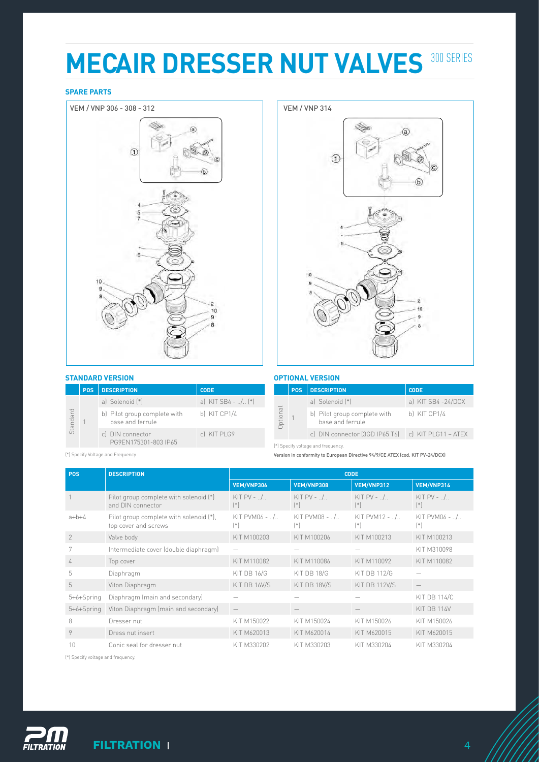# MECAIR DRESSER NUT VALVES 300 SERIES

**SPARE PARTS**

VEM / VNP 306 - 308 - 312

VEM / VNP 314

### STANDARD VERSION

| | POS | DESCRIPTION | CODE |
|---|---|---|---|
| Standard | 1 | a) Solenoid (*) | a) KIT SB4 - ../.. (*) |
| | | b) Pilot group complete with base and ferrule | b) KIT CP1/4 |
| | | c) DIN connector PG9EN175301-803 IP65 | c) KIT PLG9 |

(*) Specify Voltage and Frequency

### OPTIONAL VERSION

| | POS | DESCRIPTION | CODE |
|---|---|---|---|
| Optional | 1 | a) Solenoid (*) | a) KIT SB4 -24/DCX |
| | | b) Pilot group complete with base and ferrule | b) KIT CP1/4 |
| | | c) DIN connector (3GD IP65 T6) | c) KIT PLG11 – ATEX |

(*) Specify voltage and frequency.

Version in conformity to European Directive 94/9/CE ATEX (cod. KIT PV-24/DCX)

| POS | DESCRIPTION | CODE | | | |
|---|---|---|---|---|---|
| | | VEM/VNP306 | VEM/VNP308 | VEM/VNP312 | VEM/VNP314 |
| 1 | Pilot group complete with solenoid (*) and DIN connector | KIT PV - ../.. (*) | KIT PV - ../.. (*) | KIT PV - ../.. (*) | KIT PV - ../.. (*) |
| a+b+4 | Pilot group complete with solenoid (*), top cover and screws | KIT PVM06 - ../.. (*) | KIT PVM08 - ../.. (*) | KIT PVM12 - ../.. (*) | KIT PVM06 - ../.. (*) |
| 2 | Valve body | KIT M100203 | KIT M100206 | KIT M100213 | KIT M100213 |
| 7 | Intermediate cover (double diaphragm) | — | — | — | KIT M310098 |
| 4 | Top cover | KIT M110082 | KIT M110086 | KIT M110092 | KIT M110082 |
| 5 | Diaphragm | KIT DB 16/G | KIT DB 18/G | KIT DB 112/G | — |
| 5 | Viton Diaphragm | KIT DB 16V/S | KIT DB 18V/S | KIT DB 112V/S | — |
| 5+6+Spring | Diaphragm (main and secondary) | — | — | — | KIT DB 114/C |
| 5+6+Spring | Viton Diaphragm (main and secondary) | — | — | — | KIT DB 114V |
| 8 | Dresser nut | KIT M150022 | KIT M150024 | KIT M150026 | KIT M150026 |
| 9 | Dress nut insert | KIT M620013 | KIT M620014 | KIT M620015 | KIT M620015 |
| 10 | Conic seal for dresser nut | KIT M330202 | KIT M330203 | KIT M330204 | KIT M330204 |

(*) Specify voltage and frequency.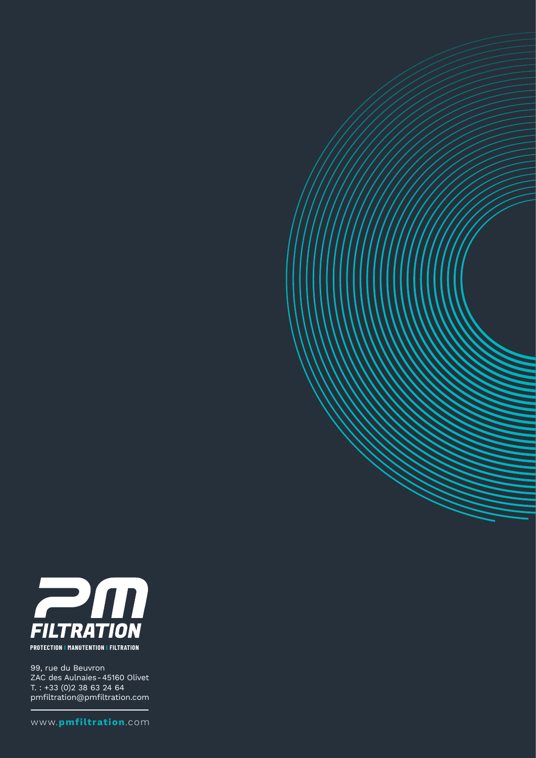**PM FILTRATION**

PROTECTION | MANUTENTION | FILTRATION

99, rue du Beuvron
ZAC des Aulnaies - 45160 Olivet
T. : +33 (0)2 38 63 24 64
pmfiltration@pmfiltration.com

www.**pmfiltration**.com